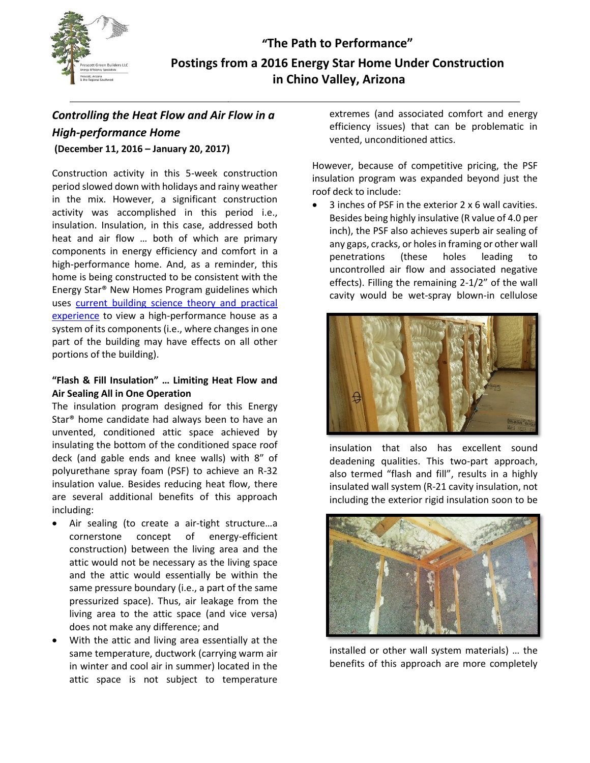# "The Path to Performance"

## Postings from a 2016 Energy Star Home Under Construction in Chino Valley, Arizona

### *Controlling the Heat Flow and Air Flow in a High-performance Home*

**(December 11, 2016 – January 20, 2017)**

Construction activity in this 5-week construction period slowed down with holidays and rainy weather in the mix. However, a significant construction activity was accomplished in this period i.e., insulation. Insulation, in this case, addressed both heat and air flow … both of which are primary components in energy efficiency and comfort in a high-performance home. And, as a reminder, this home is being constructed to be consistent with the Energy Star® New Homes Program guidelines which uses current building science theory and practical experience to view a high-performance house as a system of its components (i.e., where changes in one part of the building may have effects on all other portions of the building).

**"Flash & Fill Insulation" … Limiting Heat Flow and Air Sealing All in One Operation**

The insulation program designed for this Energy Star® home candidate had always been to have an unvented, conditioned attic space achieved by insulating the bottom of the conditioned space roof deck (and gable ends and knee walls) with 8" of polyurethane spray foam (PSF) to achieve an R-32 insulation value. Besides reducing heat flow, there are several additional benefits of this approach including:

- Air sealing (to create a air-tight structure…a cornerstone concept of energy-efficient construction) between the living area and the attic would not be necessary as the living space and the attic would essentially be within the same pressure boundary (i.e., a part of the same pressurized space). Thus, air leakage from the living area to the attic space (and vice versa) does not make any difference; and
- With the attic and living area essentially at the same temperature, ductwork (carrying warm air in winter and cool air in summer) located in the attic space is not subject to temperature extremes (and associated comfort and energy efficiency issues) that can be problematic in vented, unconditioned attics.

However, because of competitive pricing, the PSF insulation program was expanded beyond just the roof deck to include:

- 3 inches of PSF in the exterior 2 x 6 wall cavities. Besides being highly insulative (R value of 4.0 per inch), the PSF also achieves superb air sealing of any gaps, cracks, or holes in framing or other wall penetrations (these holes leading to uncontrolled air flow and associated negative effects). Filling the remaining 2-1/2" of the wall cavity would be wet-spray blown-in cellulose insulation that also has excellent sound deadening qualities. This two-part approach, also termed "flash and fill", results in a highly insulated wall system (R-21 cavity insulation, not including the exterior rigid insulation soon to be installed or other wall system materials) … the benefits of this approach are more completely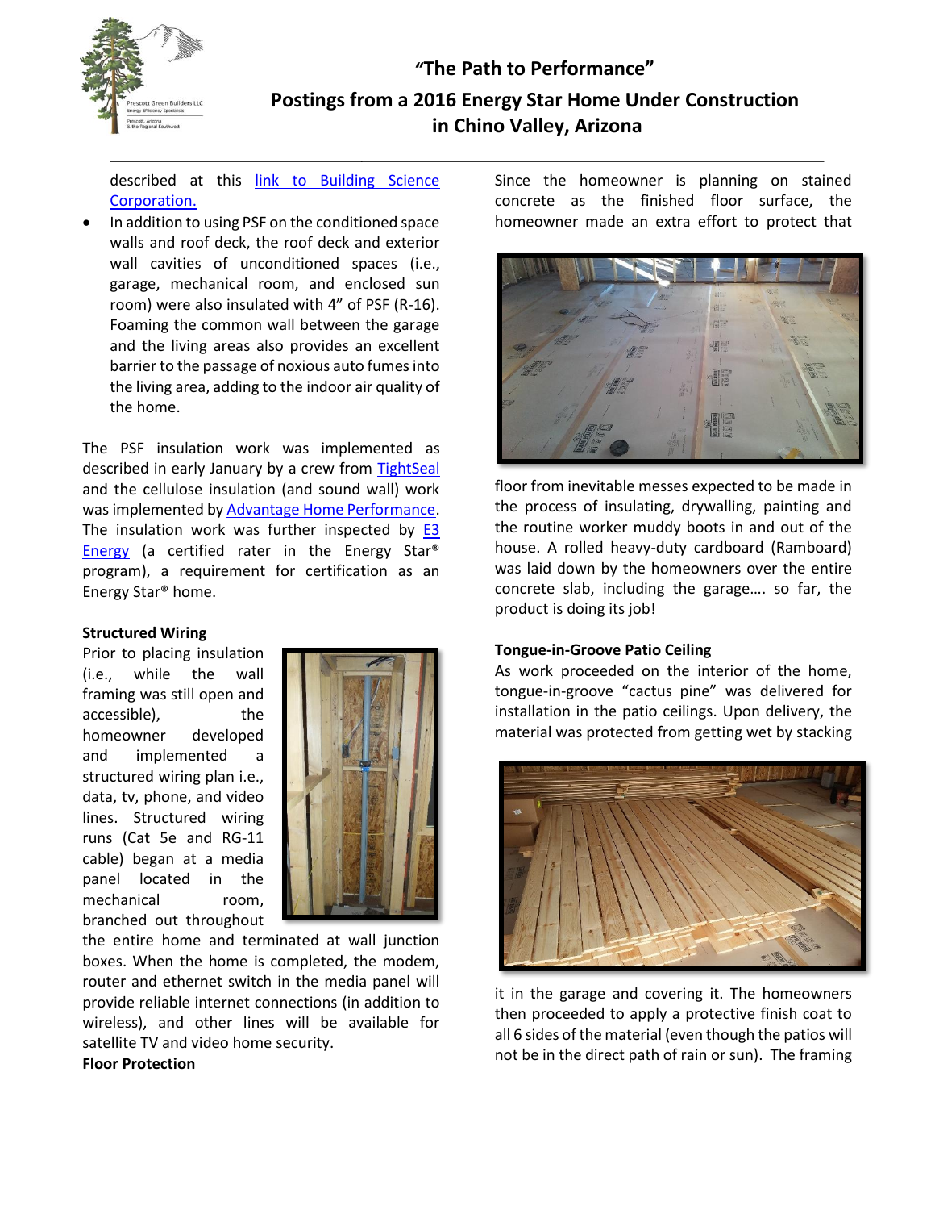described at this [link to Building Science Corporation.](#)

- In addition to using PSF on the conditioned space walls and roof deck, the roof deck and exterior wall cavities of unconditioned spaces (i.e., garage, mechanical room, and enclosed sun room) were also insulated with 4" of PSF (R-16). Foaming the common wall between the garage and the living areas also provides an excellent barrier to the passage of noxious auto fumes into the living area, adding to the indoor air quality of the home.

The PSF insulation work was implemented as described in early January by a crew from [TightSeal](#) and the cellulose insulation (and sound wall) work was implemented by [Advantage Home Performance](#). The insulation work was further inspected by [E3 Energy](#) (a certified rater in the Energy Star® program), a requirement for certification as an Energy Star® home.

**Structured Wiring**

Prior to placing insulation (i.e., while the wall framing was still open and accessible), the homeowner developed and implemented a structured wiring plan i.e., data, tv, phone, and video lines. Structured wiring runs (Cat 5e and RG-11 cable) began at a media panel located in the mechanical room, branched out throughout the entire home and terminated at wall junction boxes. When the home is completed, the modem, router and ethernet switch in the media panel will provide reliable internet connections (in addition to wireless), and other lines will be available for satellite TV and video home security.

**Floor Protection**

Since the homeowner is planning on stained concrete as the finished floor surface, the homeowner made an extra effort to protect that floor from inevitable messes expected to be made in the process of insulating, drywalling, painting and the routine worker muddy boots in and out of the house. A rolled heavy-duty cardboard (Ramboard) was laid down by the homeowners over the entire concrete slab, including the garage…. so far, the product is doing its job!

**Tongue-in-Groove Patio Ceiling**

As work proceeded on the interior of the home, tongue-in-groove "cactus pine" was delivered for installation in the patio ceilings. Upon delivery, the material was protected from getting wet by stacking it in the garage and covering it. The homeowners then proceeded to apply a protective finish coat to all 6 sides of the material (even though the patios will not be in the direct path of rain or sun). The framing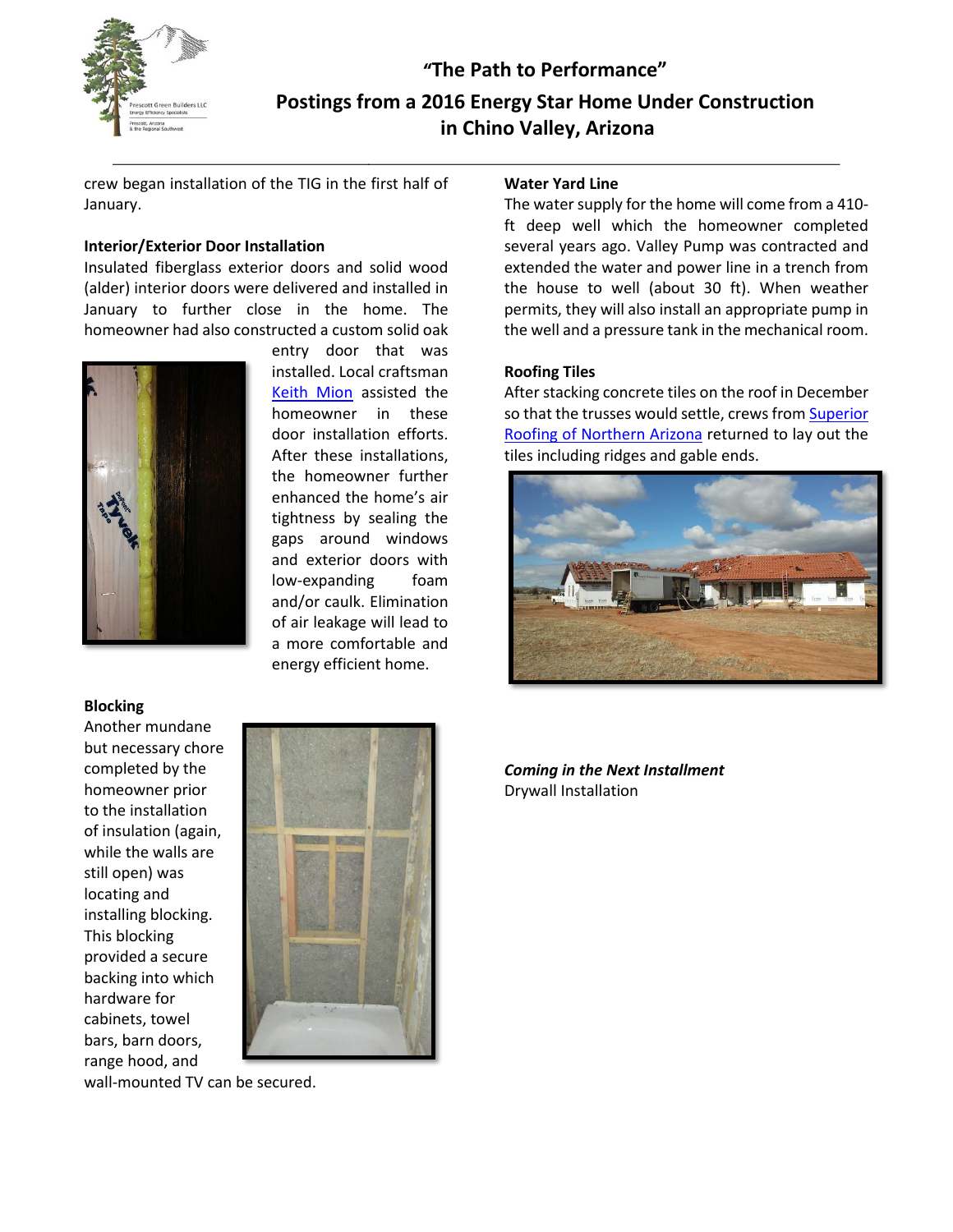crew began installation of the TIG in the first half of January.

### Interior/Exterior Door Installation

Insulated fiberglass exterior doors and solid wood (alder) interior doors were delivered and installed in January to further close in the home. The homeowner had also constructed a custom solid oak entry door that was installed. Local craftsman Keith Mion assisted the homeowner in these door installation efforts. After these installations, the homeowner further enhanced the home's air tightness by sealing the gaps around windows and exterior doors with low-expanding foam and/or caulk. Elimination of air leakage will lead to a more comfortable and energy efficient home.

### Blocking

Another mundane but necessary chore completed by the homeowner prior to the installation of insulation (again, while the walls are still open) was locating and installing blocking. This blocking provided a secure backing into which hardware for cabinets, towel bars, barn doors, range hood, and wall-mounted TV can be secured.

### Water Yard Line

The water supply for the home will come from a 410-ft deep well which the homeowner completed several years ago. Valley Pump was contracted and extended the water and power line in a trench from the house to well (about 30 ft). When weather permits, they will also install an appropriate pump in the well and a pressure tank in the mechanical room.

### Roofing Tiles

After stacking concrete tiles on the roof in December so that the trusses would settle, crews from Superior Roofing of Northern Arizona returned to lay out the tiles including ridges and gable ends.

***Coming in the Next Installment***

Drywall Installation